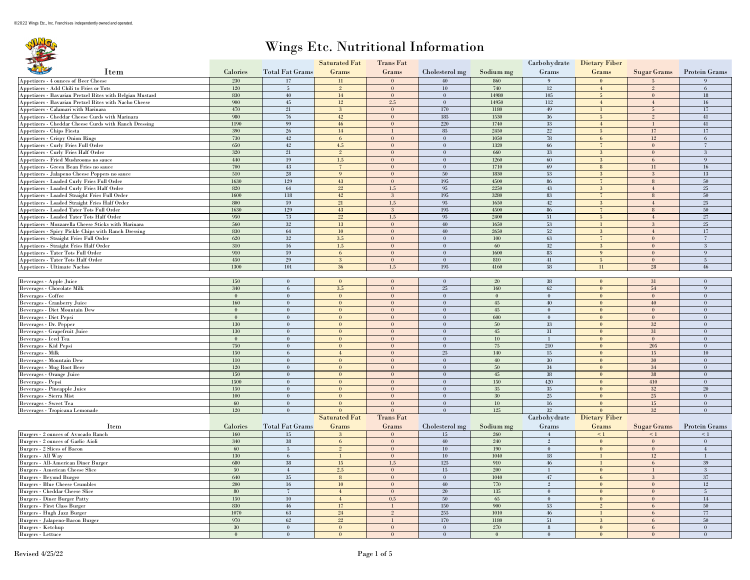©2022 Wings Etc., Inc. Franchises independently owned and operated.

# Wings Etc. Nutritional Information

| Item | Calories | Total Fat Grams | Saturated Fat Grams | Trans Fat Grams | Cholesterol mg | Sodium mg | Carbohydrate Grams | Dietary Fiber Grams | Sugar Grams | Protein Grams |
|---|---|---|---|---|---|---|---|---|---|---|
| Appetizers - 4 ounces of Beer Cheese | 230 | 17 | 11 | 0 | 40 | 860 | 9 | 0 | 5 | 9 |
| Appetizers - Add Chili to Fries or Tots | 120 | 5 | 2 | 0 | 10 | 740 | 12 | 4 | 2 | 6 |
| Appetizers - Bavarian Pretzel Bites with Belgian Mustard | 830 | 40 | 14 | 0 | 0 | 14980 | 105 | 5 | 0 | 18 |
| Appetizers - Bavarian Pretzel Bites with Nacho Cheese | 900 | 45 | 12 | 2.5 | 0 | 14950 | 112 | 4 | 4 | 16 |
| Appetizers - Calamari with Marinara | 470 | 21 | 3 | 0 | 170 | 1180 | 49 | 1 | 5 | 17 |
| Appetizers - Cheddar Cheese Curds with Marinara | 980 | 76 | 42 | 0 | 185 | 1530 | 36 | 5 | 2 | 41 |
| Appetizers - Cheddar Cheese Curds with Ranch Dressing | 1190 | 99 | 46 | 0 | 220 | 1740 | 33 | 4 | 1 | 41 |
| Appetizers - Chips Fiesta | 390 | 26 | 14 | 1 | 85 | 2450 | 22 | 5 | 17 | 17 |
| Appetizers - Crispy Onion Rings | 730 | 42 | 6 | 0 | 0 | 1050 | 78 | 6 | 12 | 6 |
| Appetizers - Curly Fries Full Order | 650 | 42 | 4.5 | 0 | 0 | 1320 | 66 | 7 | 0 | 7 |
| Appetizers - Curly Fries Half Order | 320 | 21 | 2 | 0 | 0 | 660 | 33 | 3 | 0 | 3 |
| Appetizers - Fried Mushrooms no sauce | 440 | 19 | 1.5 | 0 | 0 | 1260 | 60 | 3 | 6 | 9 |
| Appetizers - Green Bean Fries no sauce | 700 | 43 | 7 | 0 | 0 | 1710 | 69 | 8 | 11 | 16 |
| Appetizers - Jalapeno Cheese Poppers no sauce | 510 | 28 | 9 | 0 | 50 | 1830 | 53 | 3 | 3 | 13 |
| Appetizers - Loaded Curly Fries Full Order | 1630 | 129 | 43 | 0 | 195 | 4500 | 86 | 7 | 8 | 50 |
| Appetizers - Loaded Curly Fries Half Order | 820 | 64 | 22 | 1.5 | 95 | 2250 | 43 | 3 | 4 | 25 |
| Appetizers - Loaded Straight Fries Full Order | 1600 | 118 | 42 | 3 | 195 | 3280 | 83 | 7 | 8 | 50 |
| Appetizers - Loaded Straight Fries Half Order | 800 | 59 | 21 | 1.5 | 95 | 1650 | 42 | 3 | 4 | 25 |
| Appetizers - Loaded Tater Tots Full Order | 1630 | 129 | 43 | 3 | 195 | 4500 | 86 | 7 | 8 | 50 |
| Appetizers - Loaded Tater Tots Half Order | 950 | 73 | 22 | 1.5 | 95 | 2400 | 51 | 5 | 4 | 27 |
| Appetizers - Mozzarella Cheese Sticks with Marinara | 560 | 32 | 13 | 0 | 40 | 1650 | 53 | 1 | 3 | 25 |
| Appetizers - Spicy Pickle Chips with Ranch Dressing | 830 | 64 | 10 | 0 | 40 | 2650 | 52 | 3 | 4 | 17 |
| Appetizers - Straight Fries Full Order | 620 | 32 | 3.5 | 0 | 0 | 100 | 63 | 7 | 0 | 7 |
| Appetizers - Straight Fries Half Order | 310 | 16 | 1.5 | 0 | 0 | 60 | 32 | 3 | 0 | 3 |
| Appetizers - Tater Tots Full Order | 910 | 59 | 6 | 0 | 0 | 1600 | 83 | 9 | 0 | 9 |
| Appetizers - Tater Tots Half Order | 450 | 29 | 3 | 0 | 0 | 810 | 41 | 5 | 0 | 5 |
| Appetizers - Ultimate Nachos | 1300 | 101 | 36 | 1.5 | 195 | 4160 | 58 | 11 | 28 | 46 |
| Beverages - Apple Juice | 150 | 0 | 0 | 0 | 0 | 20 | 38 | 0 | 31 | 0 |
| Beverages - Chocolate Milk | 340 | 6 | 3.5 | 0 | 25 | 160 | 62 | 0 | 54 | 9 |
| Beverages - Coffee | 0 | 0 | 0 | 0 | 0 | 0 | 0 | 0 | 0 | 0 |
| Beverages - Cranberry Juice | 160 | 0 | 0 | 0 | 0 | 45 | 40 | 0 | 40 | 0 |
| Beverages - Diet Mountain Dew | 0 | 0 | 0 | 0 | 0 | 45 | 0 | 0 | 0 | 0 |
| Beverages - Diet Pepsi | 0 | 0 | 0 | 0 | 0 | 600 | 0 | 0 | 0 | 0 |
| Beverages - Dr. Pepper | 130 | 0 | 0 | 0 | 0 | 50 | 33 | 0 | 32 | 0 |
| Beverages - Grapefruit Juice | 130 | 0 | 0 | 0 | 0 | 45 | 31 | 0 | 31 | 0 |
| Beverages - Iced Tea | 0 | 0 | 0 | 0 | 0 | 10 | 1 | 0 | 0 | 0 |
| Beverages - Kid Pepsi | 750 | 0 | 0 | 0 | 0 | 75 | 210 | 0 | 205 | 0 |
| Beverages - Milk | 150 | 6 | 4 | 0 | 25 | 140 | 15 | 0 | 15 | 10 |
| Beverages - Mountain Dew | 110 | 0 | 0 | 0 | 0 | 40 | 30 | 0 | 30 | 0 |
| Beverages - Mug Root Beer | 120 | 0 | 0 | 0 | 0 | 50 | 34 | 0 | 34 | 0 |
| Beverages - Orange Juice | 150 | 0 | 0 | 0 | 0 | 45 | 38 | 0 | 38 | 0 |
| Beverages - Pepsi | 1500 | 0 | 0 | 0 | 0 | 150 | 420 | 0 | 410 | 0 |
| Beverages - Pineapple Juice | 150 | 0 | 0 | 0 | 0 | 35 | 35 | 0 | 32 | 20 |
| Beverages - Sierra Mist | 100 | 0 | 0 | 0 | 0 | 30 | 25 | 0 | 25 | 0 |
| Beverages - Sweet Tea | 60 | 0 | 0 | 0 | 0 | 10 | 16 | 0 | 15 | 0 |
| Beverages - Tropicana Lemonade | 120 | 0 | 0 | 0 | 0 | 125 | 32 | 0 | 32 | 0 |

| Item | Calories | Total Fat Grams | Saturated Fat Grams | Trans Fat Grams | Cholesterol mg | Sodium mg | Carbohydrate Grams | Dietary Fiber Grams | Sugar Grams | Protein Grams |
|---|---|---|---|---|---|---|---|---|---|---|
| Burgers - 2 ounces of Avocado Ranch | 160 | 15 | 3 | 0 | 15 | 260 | 4 | < 1 | < 1 | < 1 |
| Burgers - 2 ounces of Garlic Aioli | 340 | 38 | 6 | 0 | 40 | 240 | 2 | 0 | 0 | 0 |
| Burgers - 2 Slices of Bacon | 60 | 5 | 2 | 0 | 10 | 190 | 0 | 0 | 0 | 4 |
| Burgers - All Way | 130 | 6 | 1 | 0 | 10 | 1040 | 18 | 1 | 12 | 1 |
| Burgers - All-American Diner Burger | 680 | 38 | 15 | 1.5 | 125 | 910 | 46 | 1 | 6 | 39 |
| Burgers - American Cheese Slice | 50 | 4 | 2.5 | 0 | 15 | 200 | 1 | 0 | 1 | 3 |
| Burgers - Beyond Burger | 640 | 35 | 8 | 0 | 0 | 1040 | 47 | 6 | 3 | 37 |
| Burgers - Blue Cheese Crumbles | 200 | 16 | 10 | 0 | 40 | 770 | 2 | 0 | 0 | 12 |
| Burgers - Cheddar Cheese Slice | 80 | 7 | 4 | 0 | 20 | 135 | 0 | 0 | 0 | 5 |
| Burgers - Diner Burger Patty | 150 | 10 | 4 | 0.5 | 50 | 65 | 0 | 0 | 0 | 14 |
| Burgers - First Class Burger | 830 | 46 | 17 | 1 | 150 | 900 | 53 | 2 | 6 | 50 |
| Burgers - Hugh Jazz Burger | 1070 | 63 | 24 | 2 | 255 | 1010 | 46 | 1 | 6 | 77 |
| Burgers - Jalapeno-Bacon Burger | 970 | 62 | 22 | 1 | 170 | 1180 | 51 | 3 | 6 | 50 |
| Burgers - Ketchup | 30 | 0 | 0 | 0 | 0 | 270 | 8 | 0 | 6 | 0 |
| Burgers - Lettuce | 0 | 0 | 0 | 0 | 0 | 0 | 0 | 0 | 0 | 0 |

Revised 4/25/22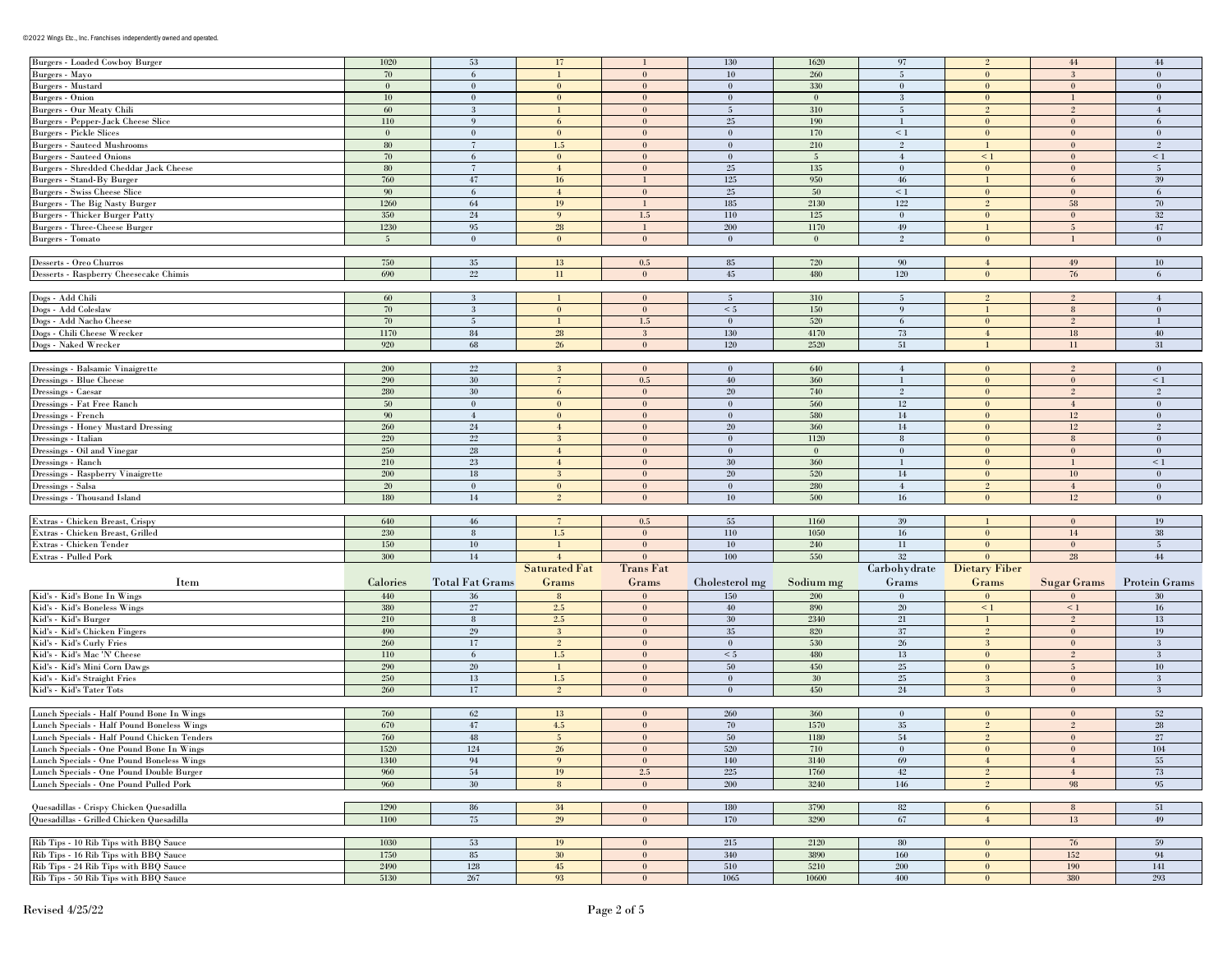©2022 Wings Etc., Inc. Franchises independently owned and operated.

| Item | Calories | Total Fat Grams | Saturated Fat Grams | Trans Fat Grams | Cholesterol mg | Sodium mg | Carbohydrate Grams | Dietary Fiber Grams | Sugar Grams | Protein Grams |
|---|---|---|---|---|---|---|---|---|---|---|
| Burgers - Loaded Cowboy Burger | 1020 | 53 | 17 | 1 | 130 | 1620 | 97 | 2 | 44 | 44 |
| Burgers - Mayo | 70 | 6 | 1 | 0 | 10 | 260 | 5 | 0 | 3 | 0 |
| Burgers - Mustard | 0 | 0 | 0 | 0 | 0 | 330 | 0 | 0 | 0 | 0 |
| Burgers - Onion | 10 | 0 | 0 | 0 | 0 | 0 | 3 | 0 | 1 | 0 |
| Burgers - Our Meaty Chili | 60 | 3 | 1 | 0 | 5 | 310 | 5 | 2 | 2 | 4 |
| Burgers - Pepper-Jack Cheese Slice | 110 | 9 | 6 | 0 | 25 | 190 | 1 | 0 | 0 | 6 |
| Burgers - Pickle Slices | 0 | 0 | 0 | 0 | 0 | 170 | < 1 | 0 | 0 | 0 |
| Burgers - Sauteed Mushrooms | 80 | 7 | 1.5 | 0 | 0 | 210 | 2 | 1 | 0 | 2 |
| Burgers - Sauteed Onions | 70 | 6 | 0 | 0 | 0 | 5 | 4 | < 1 | 0 | < 1 |
| Burgers - Shredded Cheddar Jack Cheese | 80 | 7 | 4 | 0 | 25 | 135 | 0 | 0 | 0 | 5 |
| Burgers - Stand-By Burger | 760 | 47 | 16 | 1 | 125 | 950 | 46 | 1 | 6 | 39 |
| Burgers - Swiss Cheese Slice | 90 | 6 | 4 | 0 | 25 | 50 | < 1 | 0 | 0 | 6 |
| Burgers - The Big Nasty Burger | 1260 | 64 | 19 | 1 | 185 | 2130 | 122 | 2 | 58 | 70 |
| Burgers - Thicker Burger Patty | 350 | 24 | 9 | 1.5 | 110 | 125 | 0 | 0 | 0 | 32 |
| Burgers - Three-Cheese Burger | 1230 | 95 | 28 | 1 | 200 | 1170 | 49 | 1 | 5 | 47 |
| Burgers - Tomato | 5 | 0 | 0 | 0 | 0 | 0 | 2 | 0 | 1 | 0 |
| Desserts - Oreo Churros | 750 | 35 | 13 | 0.5 | 85 | 720 | 90 | 4 | 49 | 10 |
| Desserts - Raspberry Cheesecake Chimis | 690 | 22 | 11 | 0 | 45 | 480 | 120 | 0 | 76 | 6 |
| Dogs - Add Chili | 60 | 3 | 1 | 0 | 5 | 310 | 5 | 2 | 2 | 4 |
| Dogs - Add Coleslaw | 70 | 3 | 0 | 0 | < 5 | 150 | 9 | 1 | 8 | 0 |
| Dogs - Add Nacho Cheese | 70 | 5 | 1 | 1.5 | 0 | 520 | 6 | 0 | 2 | 1 |
| Dogs - Chili Cheese Wrecker | 1170 | 84 | 28 | 3 | 130 | 4170 | 73 | 4 | 18 | 40 |
| Dogs - Naked Wrecker | 920 | 68 | 26 | 0 | 120 | 2520 | 51 | 1 | 11 | 31 |
| Dressings - Balsamic Vinaigrette | 200 | 22 | 3 | 0 | 0 | 640 | 4 | 0 | 2 | 0 |
| Dressings - Blue Cheese | 290 | 30 | 7 | 0.5 | 40 | 360 | 1 | 0 | 0 | < 1 |
| Dressings - Caesar | 280 | 30 | 6 | 0 | 20 | 740 | 2 | 0 | 2 | 2 |
| Dressings - Fat Free Ranch | 50 | 0 | 0 | 0 | 0 | 560 | 12 | 0 | 4 | 0 |
| Dressings - French | 90 | 4 | 0 | 0 | 0 | 580 | 14 | 0 | 12 | 0 |
| Dressings - Honey Mustard Dressing | 260 | 24 | 4 | 0 | 20 | 360 | 14 | 0 | 12 | 2 |
| Dressings - Italian | 220 | 22 | 3 | 0 | 0 | 1120 | 8 | 0 | 8 | 0 |
| Dressings - Oil and Vinegar | 250 | 28 | 4 | 0 | 0 | 0 | 0 | 0 | 0 | 0 |
| Dressings - Ranch | 210 | 23 | 4 | 0 | 30 | 360 | 1 | 0 | 1 | < 1 |
| Dressings - Raspberry Vinaigrette | 200 | 18 | 3 | 0 | 20 | 520 | 14 | 0 | 10 | 0 |
| Dressings - Salsa | 20 | 0 | 0 | 0 | 0 | 280 | 4 | 2 | 4 | 0 |
| Dressings - Thousand Island | 180 | 14 | 2 | 0 | 10 | 500 | 16 | 0 | 12 | 0 |
| Extras - Chicken Breast, Crispy | 640 | 46 | 7 | 0.5 | 55 | 1160 | 39 | 1 | 0 | 19 |
| Extras - Chicken Breast, Grilled | 230 | 8 | 1.5 | 0 | 110 | 1050 | 16 | 0 | 14 | 38 |
| Extras - Chicken Tender | 150 | 10 | 1 | 0 | 10 | 240 | 11 | 0 | 0 | 5 |
| Extras - Pulled Pork | 300 | 14 | 4 | 0 | 100 | 550 | 32 | 0 | 28 | 44 |
| Kid's - Kid's Bone In Wings | 440 | 36 | 8 | 0 | 150 | 200 | 0 | 0 | 0 | 30 |
| Kid's - Kid's Boneless Wings | 380 | 27 | 2.5 | 0 | 40 | 890 | 20 | < 1 | < 1 | 16 |
| Kid's - Kid's Burger | 210 | 8 | 2.5 | 0 | 30 | 2340 | 21 | 1 | 2 | 13 |
| Kid's - Kid's Chicken Fingers | 490 | 29 | 3 | 0 | 35 | 820 | 37 | 2 | 0 | 19 |
| Kid's - Kid's Curly Fries | 260 | 17 | 2 | 0 | 0 | 530 | 26 | 3 | 0 | 3 |
| Kid's - Kid's Mac 'N' Cheese | 110 | 6 | 1.5 | 0 | < 5 | 480 | 13 | 0 | 2 | 3 |
| Kid's - Kid's Mini Corn Dawgs | 290 | 20 | 1 | 0 | 50 | 450 | 25 | 0 | 5 | 10 |
| Kid's - Kid's Straight Fries | 250 | 13 | 1.5 | 0 | 0 | 30 | 25 | 3 | 0 | 3 |
| Kid's - Kid's Tater Tots | 260 | 17 | 2 | 0 | 0 | 450 | 24 | 3 | 0 | 3 |
| Lunch Specials - Half Pound Bone In Wings | 760 | 62 | 13 | 0 | 260 | 360 | 0 | 0 | 0 | 52 |
| Lunch Specials - Half Pound Boneless Wings | 670 | 47 | 4.5 | 0 | 70 | 1570 | 35 | 2 | 2 | 28 |
| Lunch Specials - Half Pound Chicken Tenders | 760 | 48 | 5 | 0 | 50 | 1180 | 54 | 2 | 0 | 27 |
| Lunch Specials - One Pound Bone In Wings | 1520 | 124 | 26 | 0 | 520 | 710 | 0 | 0 | 0 | 104 |
| Lunch Specials - One Pound Boneless Wings | 1340 | 94 | 9 | 0 | 140 | 3140 | 69 | 4 | 4 | 55 |
| Lunch Specials - One Pound Double Burger | 960 | 54 | 19 | 2.5 | 225 | 1760 | 42 | 2 | 4 | 73 |
| Lunch Specials - One Pound Pulled Pork | 960 | 30 | 8 | 0 | 200 | 3240 | 146 | 2 | 98 | 95 |
| Quesadillas - Crispy Chicken Quesadilla | 1290 | 86 | 34 | 0 | 180 | 3790 | 82 | 6 | 8 | 51 |
| Quesadillas - Grilled Chicken Quesadilla | 1100 | 75 | 29 | 0 | 170 | 3290 | 67 | 4 | 13 | 49 |
| Rib Tips - 10 Rib Tips with BBQ Sauce | 1030 | 53 | 19 | 0 | 215 | 2120 | 80 | 0 | 76 | 59 |
| Rib Tips - 16 Rib Tips with BBQ Sauce | 1750 | 85 | 30 | 0 | 340 | 3890 | 160 | 0 | 152 | 94 |
| Rib Tips - 24 Rib Tips with BBQ Sauce | 2490 | 128 | 45 | 0 | 510 | 5210 | 200 | 0 | 190 | 141 |
| Rib Tips - 50 Rib Tips with BBQ Sauce | 5130 | 267 | 93 | 0 | 1065 | 10600 | 400 | 0 | 380 | 293 |

Revised 4/25/22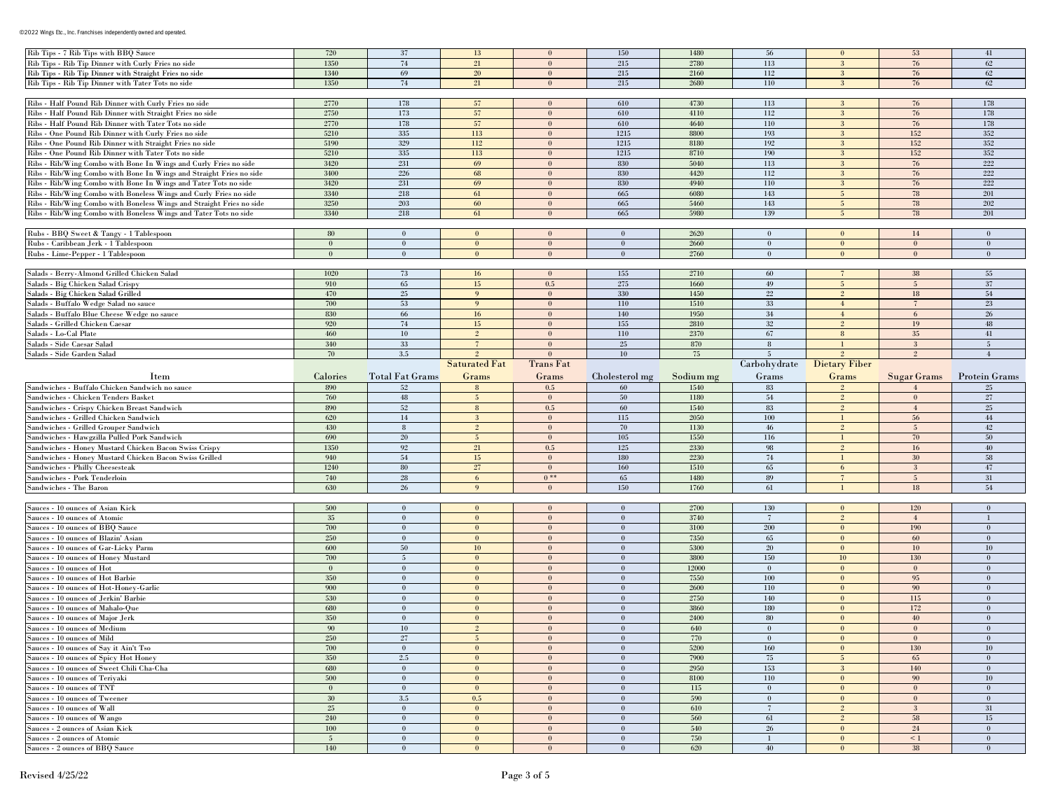©2022 Wings Etc., Inc. Franchises independently owned and operated.

| Item | Calories | Total Fat Grams | Saturated Fat Grams | Trans Fat Grams | Cholesterol mg | Sodium mg | Carbohydrate Grams | Dietary Fiber Grams | Sugar Grams | Protein Grams |
|---|---|---|---|---|---|---|---|---|---|---|
| Rib Tips - 7 Rib Tips with BBQ Sauce | 720 | 37 | 13 | 0 | 150 | 1480 | 56 | 0 | 53 | 41 |
| Rib Tips - Rib Tip Dinner with Curly Fries no side | 1350 | 74 | 21 | 0 | 215 | 2780 | 113 | 3 | 76 | 62 |
| Rib Tips - Rib Tip Dinner with Straight Fries no side | 1340 | 69 | 20 | 0 | 215 | 2160 | 112 | 3 | 76 | 62 |
| Rib Tips - Rib Tip Dinner with Tater Tots no side | 1350 | 74 | 21 | 0 | 215 | 2680 | 110 | 3 | 76 | 62 |
| Ribs - Half Pound Rib Dinner with Curly Fries no side | 2770 | 178 | 57 | 0 | 610 | 4730 | 113 | 3 | 76 | 178 |
| Ribs - Half Pound Rib Dinner with Straight Fries no side | 2750 | 173 | 57 | 0 | 610 | 4110 | 112 | 3 | 76 | 178 |
| Ribs - Half Pound Rib Dinner with Tater Tots no side | 2770 | 178 | 57 | 0 | 610 | 4640 | 110 | 3 | 76 | 178 |
| Ribs - One Pound Rib Dinner with Curly Fries no side | 5210 | 335 | 113 | 0 | 1215 | 8800 | 193 | 3 | 152 | 352 |
| Ribs - One Pound Rib Dinner with Straight Fries no side | 5190 | 329 | 112 | 0 | 1215 | 8180 | 192 | 3 | 152 | 352 |
| Ribs - One Pound Rib Dinner with Tater Tots no side | 5210 | 335 | 113 | 0 | 1215 | 8710 | 190 | 3 | 152 | 352 |
| Ribs - Rib/Wing Combo with Bone In Wings and Curly Fries no side | 3420 | 231 | 69 | 0 | 830 | 5040 | 113 | 3 | 76 | 222 |
| Ribs - Rib/Wing Combo with Bone In Wings and Straight Fries no side | 3400 | 226 | 68 | 0 | 830 | 4420 | 112 | 3 | 76 | 222 |
| Ribs - Rib/Wing Combo with Bone In Wings and Tater Tots no side | 3420 | 231 | 69 | 0 | 830 | 4940 | 110 | 3 | 76 | 222 |
| Ribs - Rib/Wing Combo with Boneless Wings and Curly Fries no side | 3340 | 218 | 61 | 0 | 665 | 6080 | 143 | 5 | 78 | 201 |
| Ribs - Rib/Wing Combo with Boneless Wings and Straight Fries no side | 3250 | 203 | 60 | 0 | 665 | 5460 | 143 | 5 | 78 | 202 |
| Ribs - Rib/Wing Combo with Boneless Wings and Tater Tots no side | 3340 | 218 | 61 | 0 | 665 | 5980 | 139 | 5 | 78 | 201 |
| Rubs - BBQ Sweet & Tangy - 1 Tablespoon | 80 | 0 | 0 | 0 | 0 | 2620 | 0 | 0 | 14 | 0 |
| Rubs - Caribbean Jerk - 1 Tablespoon | 0 | 0 | 0 | 0 | 0 | 2660 | 0 | 0 | 0 | 0 |
| Rubs - Lime-Pepper - 1 Tablespoon | 0 | 0 | 0 | 0 | 0 | 2760 | 0 | 0 | 0 | 0 |
| Salads - Berry-Almond Grilled Chicken Salad | 1020 | 73 | 16 | 0 | 155 | 2710 | 60 | 7 | 38 | 55 |
| Salads - Big Chicken Salad Crispy | 910 | 65 | 15 | 0.5 | 275 | 1660 | 49 | 5 | 5 | 37 |
| Salads - Big Chicken Salad Grilled | 470 | 25 | 9 | 0 | 330 | 1450 | 22 | 2 | 18 | 54 |
| Salads - Buffalo Wedge Salad no sauce | 700 | 53 | 9 | 0 | 110 | 1510 | 33 | 4 | 7 | 23 |
| Salads - Buffalo Blue Cheese Wedge no sauce | 830 | 66 | 16 | 0 | 140 | 1950 | 34 | 4 | 6 | 26 |
| Salads - Grilled Chicken Caesar | 920 | 74 | 15 | 0 | 155 | 2810 | 32 | 2 | 19 | 48 |
| Salads - Lo-Cal Plate | 460 | 10 | 2 | 0 | 110 | 2370 | 67 | 8 | 35 | 41 |
| Salads - Side Caesar Salad | 340 | 33 | 7 | 0 | 25 | 870 | 8 | 1 | 3 | 5 |
| Salads - Side Garden Salad | 70 | 3.5 | 2 | 0 | 10 | 75 | 5 | 2 | 2 | 4 |
| Sandwiches - Buffalo Chicken Sandwich no sauce | 890 | 52 | 8 | 0.5 | 60 | 1540 | 83 | 2 | 4 | 25 |
| Sandwiches - Chicken Tenders Basket | 760 | 48 | 5 | 0 | 50 | 1180 | 54 | 2 | 0 | 27 |
| Sandwiches - Crispy Chicken Breast Sandwich | 890 | 52 | 8 | 0.5 | 60 | 1540 | 83 | 2 | 4 | 25 |
| Sandwiches - Grilled Chicken Sandwich | 620 | 14 | 3 | 0 | 115 | 2050 | 100 | 1 | 56 | 44 |
| Sandwiches - Grilled Grouper Sandwich | 430 | 8 | 2 | 0 | 70 | 1130 | 46 | 2 | 5 | 42 |
| Sandwiches - Hawgzilla Pulled Pork Sandwich | 690 | 20 | 5 | 0 | 105 | 1550 | 116 | 1 | 70 | 50 |
| Sandwiches - Honey Mustard Chicken Bacon Swiss Crispy | 1350 | 92 | 21 | 0.5 | 125 | 2330 | 98 | 2 | 16 | 40 |
| Sandwiches - Honey Mustard Chicken Bacon Swiss Grilled | 940 | 54 | 15 | 0 | 180 | 2230 | 74 | 1 | 30 | 58 |
| Sandwiches - Philly Cheesesteak | 1240 | 80 | 27 | 0 | 160 | 1510 | 65 | 6 | 3 | 47 |
| Sandwiches - Pork Tenderloin | 740 | 28 | 6 | 0 ** | 65 | 1480 | 89 | 7 | 5 | 31 |
| Sandwiches - The Baron | 630 | 26 | 9 | 0 | 150 | 1760 | 61 | 1 | 18 | 54 |
| Sauces - 10 ounces of Asian Kick | 500 | 0 | 0 | 0 | 0 | 2700 | 130 | 0 | 120 | 0 |
| Sauces - 10 ounces of Atomic | 35 | 0 | 0 | 0 | 0 | 3740 | 7 | 2 | 4 | 1 |
| Sauces - 10 ounces of BBQ Sauce | 700 | 0 | 0 | 0 | 0 | 3100 | 200 | 0 | 190 | 0 |
| Sauces - 10 ounces of Blazin' Asian | 250 | 0 | 0 | 0 | 0 | 7350 | 65 | 0 | 60 | 0 |
| Sauces - 10 ounces of Gar-Licky Parm | 600 | 50 | 10 | 0 | 0 | 5300 | 20 | 0 | 10 | 10 |
| Sauces - 10 ounces of Honey Mustard | 700 | 5 | 0 | 0 | 0 | 3800 | 150 | 10 | 130 | 0 |
| Sauces - 10 ounces of Hot | 0 | 0 | 0 | 0 | 0 | 12000 | 0 | 0 | 0 | 0 |
| Sauces - 10 ounces of Hot Barbie | 350 | 0 | 0 | 0 | 0 | 7550 | 100 | 0 | 95 | 0 |
| Sauces - 10 ounces of Hot-Honey-Garlic | 900 | 0 | 0 | 0 | 0 | 2600 | 110 | 0 | 90 | 0 |
| Sauces - 10 ounces of Jerkin' Barbie | 530 | 0 | 0 | 0 | 0 | 2750 | 140 | 0 | 115 | 0 |
| Sauces - 10 ounces of Mahalo-Que | 680 | 0 | 0 | 0 | 0 | 3860 | 180 | 0 | 172 | 0 |
| Sauces - 10 ounces of Major Jerk | 350 | 0 | 0 | 0 | 0 | 2400 | 80 | 0 | 40 | 0 |
| Sauces - 10 ounces of Medium | 90 | 10 | 2 | 0 | 0 | 640 | 0 | 0 | 0 | 0 |
| Sauces - 10 ounces of Mild | 250 | 27 | 5 | 0 | 0 | 770 | 0 | 0 | 0 | 0 |
| Sauces - 10 ounces of Say it Ain't Tso | 700 | 0 | 0 | 0 | 0 | 5200 | 160 | 0 | 130 | 10 |
| Sauces - 10 ounces of Spicy Hot Honey | 350 | 2.5 | 0 | 0 | 0 | 7900 | 75 | 5 | 65 | 0 |
| Sauces - 10 ounces of Sweet Chili Cha-Cha | 680 | 0 | 0 | 0 | 0 | 2950 | 153 | 3 | 140 | 0 |
| Sauces - 10 ounces of Teriyaki | 500 | 0 | 0 | 0 | 0 | 8100 | 110 | 0 | 90 | 10 |
| Sauces - 10 ounces of TNT | 0 | 0 | 0 | 0 | 0 | 115 | 0 | 0 | 0 | 0 |
| Sauces - 10 ounces of Tweener | 30 | 3.5 | 0.5 | 0 | 0 | 590 | 0 | 0 | 0 | 0 |
| Sauces - 10 ounces of Wall | 25 | 0 | 0 | 0 | 0 | 610 | 7 | 2 | 3 | 31 |
| Sauces - 10 ounces of Wango | 240 | 0 | 0 | 0 | 0 | 560 | 61 | 2 | 58 | 15 |
| Sauces - 2 ounces of Asian Kick | 100 | 0 | 0 | 0 | 0 | 540 | 26 | 0 | 24 | 0 |
| Sauces - 2 ounces of Atomic | 5 | 0 | 0 | 0 | 0 | 750 | 1 | 0 | < 1 | 0 |
| Sauces - 2 ounces of BBQ Sauce | 140 | 0 | 0 | 0 | 0 | 620 | 40 | 0 | 38 | 0 |

Revised 4/25/22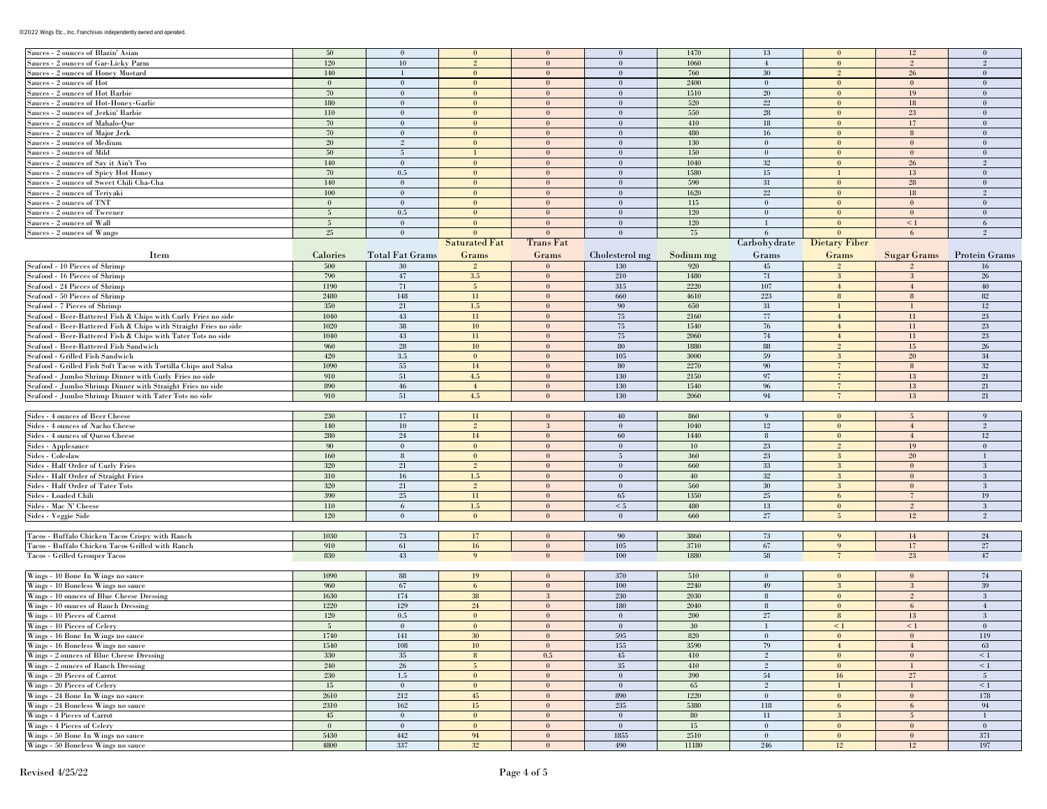| Item | Calories | Total Fat Grams | Saturated Fat Grams | Trans Fat Grams | Cholesterol mg | Sodium mg | Carbohydrate Grams | Dietary Fiber Grams | Sugar Grams | Protein Grams |
|---|---|---|---|---|---|---|---|---|---|---|
| Sauces - 2 ounces of Blazin' Asian | 50 | 0 | 0 | 0 | 0 | 1470 | 13 | 0 | 12 | 0 |
| Sauces - 2 ounces of Gar-Licky Parm | 120 | 10 | 2 | 0 | 0 | 1060 | 4 | 0 | 2 | 2 |
| Sauces - 2 ounces of Honey Mustard | 140 | 1 | 0 | 0 | 0 | 760 | 30 | 2 | 26 | 0 |
| Sauces - 2 ounces of Hot | 0 | 0 | 0 | 0 | 0 | 2400 | 0 | 0 | 0 | 0 |
| Sauces - 2 ounces of Hot Barbie | 70 | 0 | 0 | 0 | 0 | 1510 | 20 | 0 | 19 | 0 |
| Sauces - 2 ounces of Hot-Honey-Garlic | 180 | 0 | 0 | 0 | 0 | 520 | 22 | 0 | 18 | 0 |
| Sauces - 2 ounces of Jerkin' Barbie | 110 | 0 | 0 | 0 | 0 | 550 | 28 | 0 | 23 | 0 |
| Sauces - 2 ounces of Mahalo-Que | 70 | 0 | 0 | 0 | 0 | 410 | 18 | 0 | 17 | 0 |
| Sauces - 2 ounces of Major Jerk | 70 | 0 | 0 | 0 | 0 | 480 | 16 | 0 | 8 | 0 |
| Sauces - 2 ounces of Medium | 20 | 2 | 0 | 0 | 0 | 130 | 0 | 0 | 0 | 0 |
| Sauces - 2 ounces of Mild | 50 | 5 | 1 | 0 | 0 | 150 | 0 | 0 | 0 | 0 |
| Sauces - 2 ounces of Say it Ain't Tso | 140 | 0 | 0 | 0 | 0 | 1040 | 32 | 0 | 26 | 2 |
| Sauces - 2 ounces of Spicy Hot Honey | 70 | 0.5 | 0 | 0 | 0 | 1580 | 15 | 1 | 13 | 0 |
| Sauces - 2 ounces of Sweet Chili Cha-Cha | 140 | 0 | 0 | 0 | 0 | 590 | 31 | 0 | 28 | 0 |
| Sauces - 2 ounces of Teriyaki | 100 | 0 | 0 | 0 | 0 | 1620 | 22 | 0 | 18 | 2 |
| Sauces - 2 ounces of TNT | 0 | 0 | 0 | 0 | 0 | 115 | 0 | 0 | 0 | 0 |
| Sauces - 2 ounces of Tweener | 5 | 0.5 | 0 | 0 | 0 | 120 | 0 | 0 | 0 | 0 |
| Sauces - 2 ounces of Wall | 5 | 0 | 0 | 0 | 0 | 120 | 1 | 0 | < 1 | 6 |
| Sauces - 2 ounces of Wango | 25 | 0 | 0 | 0 | 0 | 75 | 6 | 0 | 6 | 2 |

| Item | Calories | Total Fat Grams | Saturated Fat Grams | Trans Fat Grams | Cholesterol mg | Sodium mg | Carbohydrate Grams | Dietary Fiber Grams | Sugar Grams | Protein Grams |
|---|---|---|---|---|---|---|---|---|---|---|
| Seafood - 10 Pieces of Shrimp | 500 | 30 | 2 | 0 | 130 | 920 | 45 | 2 | 2 | 16 |
| Seafood - 16 Pieces of Shrimp | 790 | 47 | 3.5 | 0 | 210 | 1480 | 71 | 3 | 3 | 26 |
| Seafood - 24 Pieces of Shrimp | 1190 | 71 | 5 | 0 | 315 | 2220 | 107 | 4 | 4 | 40 |
| Seafood - 50 Pieces of Shrimp | 2480 | 148 | 11 | 0 | 660 | 4610 | 223 | 8 | 8 | 82 |
| Seafood - 7 Pieces of Shrimp | 350 | 21 | 1.5 | 0 | 90 | 650 | 31 | 1 | 1 | 12 |
| Seafood - Beer-Battered Fish & Chips with Curly Fries no side | 1040 | 43 | 11 | 0 | 75 | 2160 | 77 | 4 | 11 | 23 |
| Seafood - Beer-Battered Fish & Chips with Straight Fries no side | 1020 | 38 | 10 | 0 | 75 | 1540 | 76 | 4 | 11 | 23 |
| Seafood - Beer-Battered Fish & Chips with Tater Tots no side | 1040 | 43 | 11 | 0 | 75 | 2060 | 74 | 4 | 11 | 23 |
| Seafood - Beer-Battered Fish Sandwich | 960 | 28 | 10 | 0 | 80 | 1880 | 88 | 2 | 15 | 26 |
| Seafood - Grilled Fish Sandwich | 420 | 3.5 | 0 | 0 | 105 | 3000 | 59 | 3 | 20 | 34 |
| Seafood - Grilled Fish Soft Tacos with Tortilla Chips and Salsa | 1090 | 55 | 14 | 0 | 80 | 2270 | 90 | 7 | 8 | 32 |
| Seafood - Jumbo Shrimp Dinner with Curly Fries no side | 910 | 51 | 4.5 | 0 | 130 | 2150 | 97 | 7 | 13 | 21 |
| Seafood - Jumbo Shrimp Dinner with Straight Fries no side | 890 | 46 | 4 | 0 | 130 | 1540 | 96 | 7 | 13 | 21 |
| Seafood - Jumbo Shrimp Dinner with Tater Tots no side | 910 | 51 | 4.5 | 0 | 130 | 2060 | 94 | 7 | 13 | 21 |
| | | | | | | | | | | |
| Sides - 4 ounces of Beer Cheese | 230 | 17 | 11 | 0 | 40 | 860 | 9 | 0 | 5 | 9 |
| Sides - 4 ounces of Nacho Cheese | 140 | 10 | 2 | 3 | 0 | 1040 | 12 | 0 | 4 | 2 |
| Sides - 4 ounces of Queso Cheese | 280 | 24 | 14 | 0 | 60 | 1440 | 8 | 0 | 4 | 12 |
| Sides - Applesauce | 90 | 0 | 0 | 0 | 0 | 10 | 23 | 2 | 19 | 0 |
| Sides - Coleslaw | 160 | 8 | 0 | 0 | 5 | 360 | 23 | 3 | 20 | 1 |
| Sides - Half Order of Curly Fries | 320 | 21 | 2 | 0 | 0 | 660 | 33 | 3 | 0 | 3 |
| Sides - Half Order of Straight Fries | 310 | 16 | 1.5 | 0 | 0 | 40 | 32 | 3 | 0 | 3 |
| Sides - Half Order of Tater Tots | 320 | 21 | 2 | 0 | 0 | 560 | 30 | 3 | 0 | 3 |
| Sides - Loaded Chili | 390 | 25 | 11 | 0 | 65 | 1350 | 25 | 6 | 7 | 19 |
| Sides - Mac N' Cheese | 110 | 6 | 1.5 | 0 | < 5 | 480 | 13 | 0 | 2 | 3 |
| Sides - Veggie Side | 120 | 0 | 0 | 0 | 0 | 660 | 27 | 5 | 12 | 2 |
| | | | | | | | | | | |
| Tacos - Buffalo Chicken Tacos Crispy with Ranch | 1030 | 73 | 17 | 0 | 90 | 3860 | 73 | 9 | 14 | 24 |
| Tacos - Buffalo Chicken Tacos Grilled with Ranch | 910 | 61 | 16 | 0 | 105 | 3710 | 67 | 9 | 17 | 27 |
| Tacos - Grilled Grouper Tacos | 830 | 43 | 9 | 0 | 100 | 1880 | 58 | 7 | 23 | 47 |
| | | | | | | | | | | |
| Wings - 10 Bone In Wings no sauce | 1090 | 88 | 19 | 0 | 370 | 510 | 0 | 0 | 0 | 74 |
| Wings - 10 Boneless Wings no sauce | 960 | 67 | 6 | 0 | 100 | 2240 | 49 | 3 | 3 | 39 |
| Wings - 10 ounces of Blue Cheese Dressing | 1630 | 174 | 38 | 3 | 230 | 2030 | 8 | 0 | 2 | 3 |
| Wings - 10 ounces of Ranch Dressing | 1220 | 129 | 24 | 0 | 180 | 2040 | 8 | 0 | 6 | 4 |
| Wings - 10 Pieces of Carrot | 120 | 0.5 | 0 | 0 | 0 | 200 | 27 | 8 | 13 | 3 |
| Wings - 10 Pieces of Celery | 5 | 0 | 0 | 0 | 0 | 30 | 1 | < 1 | < 1 | 0 |
| Wings - 16 Bone In Wings no sauce | 1740 | 141 | 30 | 0 | 595 | 820 | 0 | 0 | 0 | 119 |
| Wings - 16 Boneless Wings no sauce | 1540 | 108 | 10 | 0 | 155 | 3590 | 79 | 4 | 4 | 63 |
| Wings - 2 ounces of Blue Cheese Dressing | 330 | 35 | 8 | 0.5 | 45 | 410 | 2 | 0 | 0 | < 1 |
| Wings - 2 ounces of Ranch Dressing | 240 | 26 | 5 | 0 | 35 | 410 | 2 | 0 | 1 | < 1 |
| Wings - 20 Pieces of Carrot | 230 | 1.5 | 0 | 0 | 0 | 390 | 54 | 16 | 27 | 5 |
| Wings - 20 Pieces of Celery | 15 | 0 | 0 | 0 | 0 | 65 | 2 | 1 | 1 | < 1 |
| Wings - 24 Bone In Wings no sauce | 2610 | 212 | 45 | 0 | 890 | 1220 | 0 | 0 | 0 | 178 |
| Wings - 24 Boneless Wings no sauce | 2310 | 162 | 15 | 0 | 235 | 5380 | 118 | 6 | 6 | 94 |
| Wings - 4 Pieces of Carrot | 45 | 0 | 0 | 0 | 0 | 80 | 11 | 3 | 5 | 1 |
| Wings - 4 Pieces of Celery | 0 | 0 | 0 | 0 | 0 | 15 | 0 | 0 | 0 | 0 |
| Wings - 50 Bone In Wings no sauce | 5430 | 442 | 94 | 0 | 1855 | 2510 | 0 | 0 | 0 | 371 |
| Wings - 50 Boneless Wings no sauce | 4800 | 337 | 32 | 0 | 490 | 11180 | 246 | 12 | 12 | 197 |

Revised 4/25/22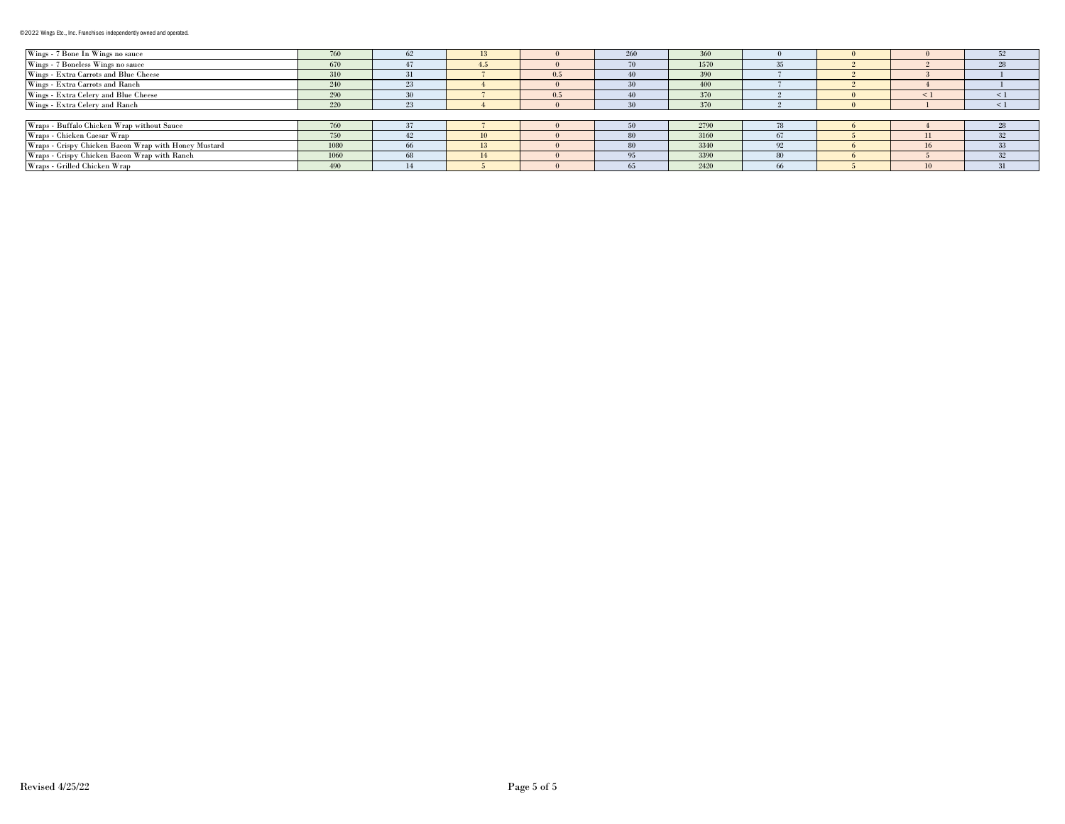©2022 Wings Etc., Inc. Franchises independently owned and operated.

| | | | | | | | | | | |
|---|---|---|---|---|---|---|---|---|---|---|
| Wings - 7 Bone In Wings no sauce | 760 | 62 | 13 | 0 | 260 | 360 | 0 | 0 | 0 | 52 |
| Wings - 7 Boneless Wings no sauce | 670 | 47 | 4.5 | 0 | 70 | 1570 | 35 | 2 | 2 | 28 |
| Wings - Extra Carrots and Blue Cheese | 310 | 31 | 7 | 0.5 | 40 | 390 | 7 | 2 | 3 | 1 |
| Wings - Extra Carrots and Ranch | 240 | 23 | 4 | 0 | 30 | 400 | 7 | 2 | 4 | 1 |
| Wings - Extra Celery and Blue Cheese | 290 | 30 | 7 | 0.5 | 40 | 370 | 2 | 0 | < 1 | < 1 |
| Wings - Extra Celery and Ranch | 220 | 23 | 4 | 0 | 30 | 370 | 2 | 0 | 1 | < 1 |
| | | | | | | | | | | |
| Wraps - Buffalo Chicken Wrap without Sauce | 760 | 37 | 7 | 0 | 50 | 2790 | 78 | 6 | 4 | 28 |
| Wraps - Chicken Caesar Wrap | 750 | 42 | 10 | 0 | 80 | 3160 | 67 | 5 | 11 | 32 |
| Wraps - Crispy Chicken Bacon Wrap with Honey Mustard | 1080 | 66 | 13 | 0 | 80 | 3340 | 92 | 6 | 16 | 33 |
| Wraps - Crispy Chicken Bacon Wrap with Ranch | 1060 | 68 | 14 | 0 | 95 | 3390 | 80 | 6 | 5 | 32 |
| Wraps - Grilled Chicken Wrap | 490 | 14 | 5 | 0 | 65 | 2420 | 66 | 5 | 10 | 31 |

Revised 4/25/22